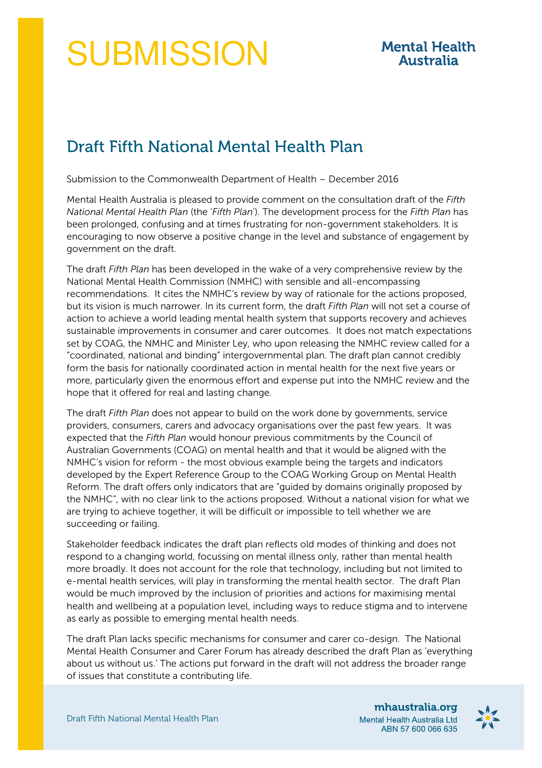# SUBMISSION

Mental Health Australia

## Draft Fifth National Mental Health Plan

Submission to the Commonwealth Department of Health – December 2016

Mental Health Australia is pleased to provide comment on the consultation draft of the *Fifth National Mental Health Plan* (the '*Fifth Plan*'). The development process for the *Fifth Plan* has been prolonged, confusing and at times frustrating for non-government stakeholders. It is encouraging to now observe a positive change in the level and substance of engagement by government on the draft.

The draft *Fifth Plan* has been developed in the wake of a very comprehensive review by the National Mental Health Commission (NMHC) with sensible and all-encompassing recommendations. It cites the NMHC's review by way of rationale for the actions proposed, but its vision is much narrower. In its current form, the draft *Fifth Plan* will not set a course of action to achieve a world leading mental health system that supports recovery and achieves sustainable improvements in consumer and carer outcomes. It does not match expectations set by COAG, the NMHC and Minister Ley, who upon releasing the NMHC review called for a "coordinated, national and binding" intergovernmental plan. The draft plan cannot credibly form the basis for nationally coordinated action in mental health for the next five years or more, particularly given the enormous effort and expense put into the NMHC review and the hope that it offered for real and lasting change.

The draft *Fifth Plan* does not appear to build on the work done by governments, service providers, consumers, carers and advocacy organisations over the past few years. It was expected that the *Fifth Plan* would honour previous commitments by the Council of Australian Governments (COAG) on mental health and that it would be aligned with the NMHC's vision for reform - the most obvious example being the targets and indicators developed by the Expert Reference Group to the COAG Working Group on Mental Health Reform. The draft offers only indicators that are "guided by domains originally proposed by the NMHC", with no clear link to the actions proposed. Without a national vision for what we are trying to achieve together, it will be difficult or impossible to tell whether we are succeeding or failing.

Stakeholder feedback indicates the draft plan reflects old modes of thinking and does not respond to a changing world, focussing on mental illness only, rather than mental health more broadly. It does not account for the role that technology, including but not limited to e-mental health services, will play in transforming the mental health sector. The draft Plan would be much improved by the inclusion of priorities and actions for maximising mental health and wellbeing at a population level, including ways to reduce stigma and to intervene as early as possible to emerging mental health needs.

The draft Plan lacks specific mechanisms for consumer and carer co-design. The National Mental Health Consumer and Carer Forum has already described the draft Plan as 'everything about us without us.' The actions put forward in the draft will not address the broader range of issues that constitute a contributing life.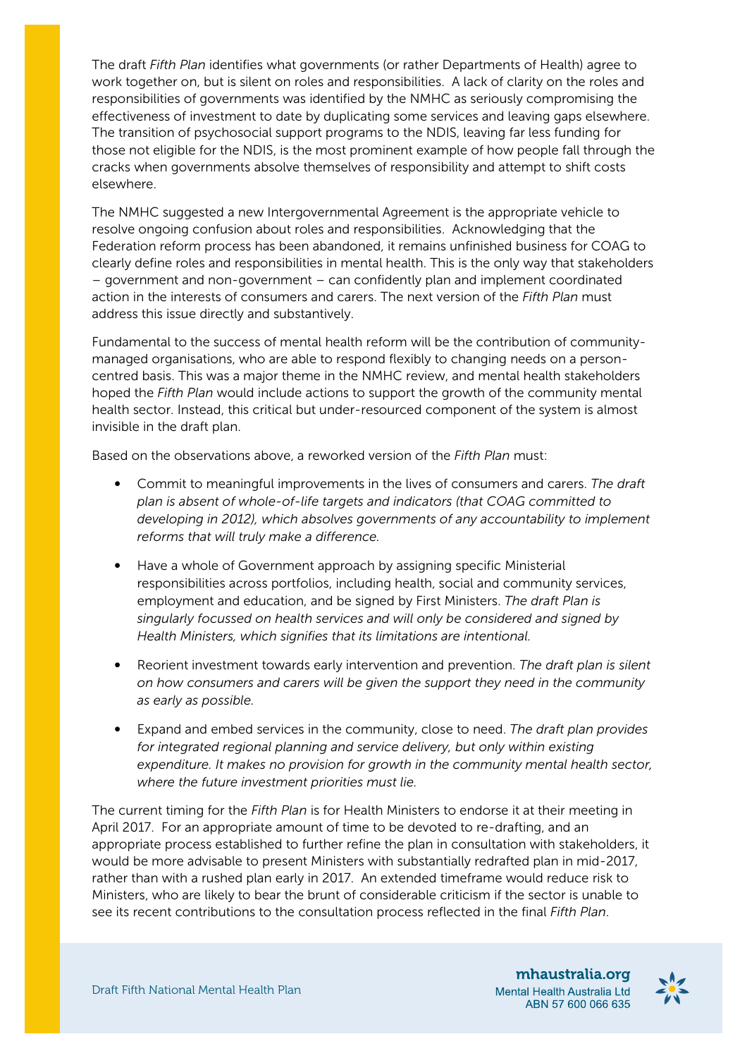The draft *Fifth Plan* identifies what governments (or rather Departments of Health) agree to work together on, but is silent on roles and responsibilities. A lack of clarity on the roles and responsibilities of governments was identified by the NMHC as seriously compromising the effectiveness of investment to date by duplicating some services and leaving gaps elsewhere. The transition of psychosocial support programs to the NDIS, leaving far less funding for those not eligible for the NDIS, is the most prominent example of how people fall through the cracks when governments absolve themselves of responsibility and attempt to shift costs elsewhere.

The NMHC suggested a new Intergovernmental Agreement is the appropriate vehicle to resolve ongoing confusion about roles and responsibilities. Acknowledging that the Federation reform process has been abandoned, it remains unfinished business for COAG to clearly define roles and responsibilities in mental health. This is the only way that stakeholders – government and non-government – can confidently plan and implement coordinated action in the interests of consumers and carers. The next version of the *Fifth Plan* must address this issue directly and substantively.

Fundamental to the success of mental health reform will be the contribution of community-managed organisations, who are able to respond flexibly to changing needs on a person-centred basis. This was a major theme in the NMHC review, and mental health stakeholders hoped the *Fifth Plan* would include actions to support the growth of the community mental health sector. Instead, this critical but under-resourced component of the system is almost invisible in the draft plan.

Based on the observations above, a reworked version of the *Fifth Plan* must:

- Commit to meaningful improvements in the lives of consumers and carers. *The draft plan is absent of whole-of-life targets and indicators (that COAG committed to developing in 2012), which absolves governments of any accountability to implement reforms that will truly make a difference.*
- Have a whole of Government approach by assigning specific Ministerial responsibilities across portfolios, including health, social and community services, employment and education, and be signed by First Ministers. *The draft Plan is singularly focussed on health services and will only be considered and signed by Health Ministers, which signifies that its limitations are intentional.*
- Reorient investment towards early intervention and prevention. *The draft plan is silent on how consumers and carers will be given the support they need in the community as early as possible.*
- Expand and embed services in the community, close to need. *The draft plan provides for integrated regional planning and service delivery, but only within existing expenditure. It makes no provision for growth in the community mental health sector, where the future investment priorities must lie.*

The current timing for the *Fifth Plan* is for Health Ministers to endorse it at their meeting in April 2017. For an appropriate amount of time to be devoted to re-drafting, and an appropriate process established to further refine the plan in consultation with stakeholders, it would be more advisable to present Ministers with substantially redrafted plan in mid-2017, rather than with a rushed plan early in 2017. An extended timeframe would reduce risk to Ministers, who are likely to bear the brunt of considerable criticism if the sector is unable to see its recent contributions to the consultation process reflected in the final *Fifth Plan*.